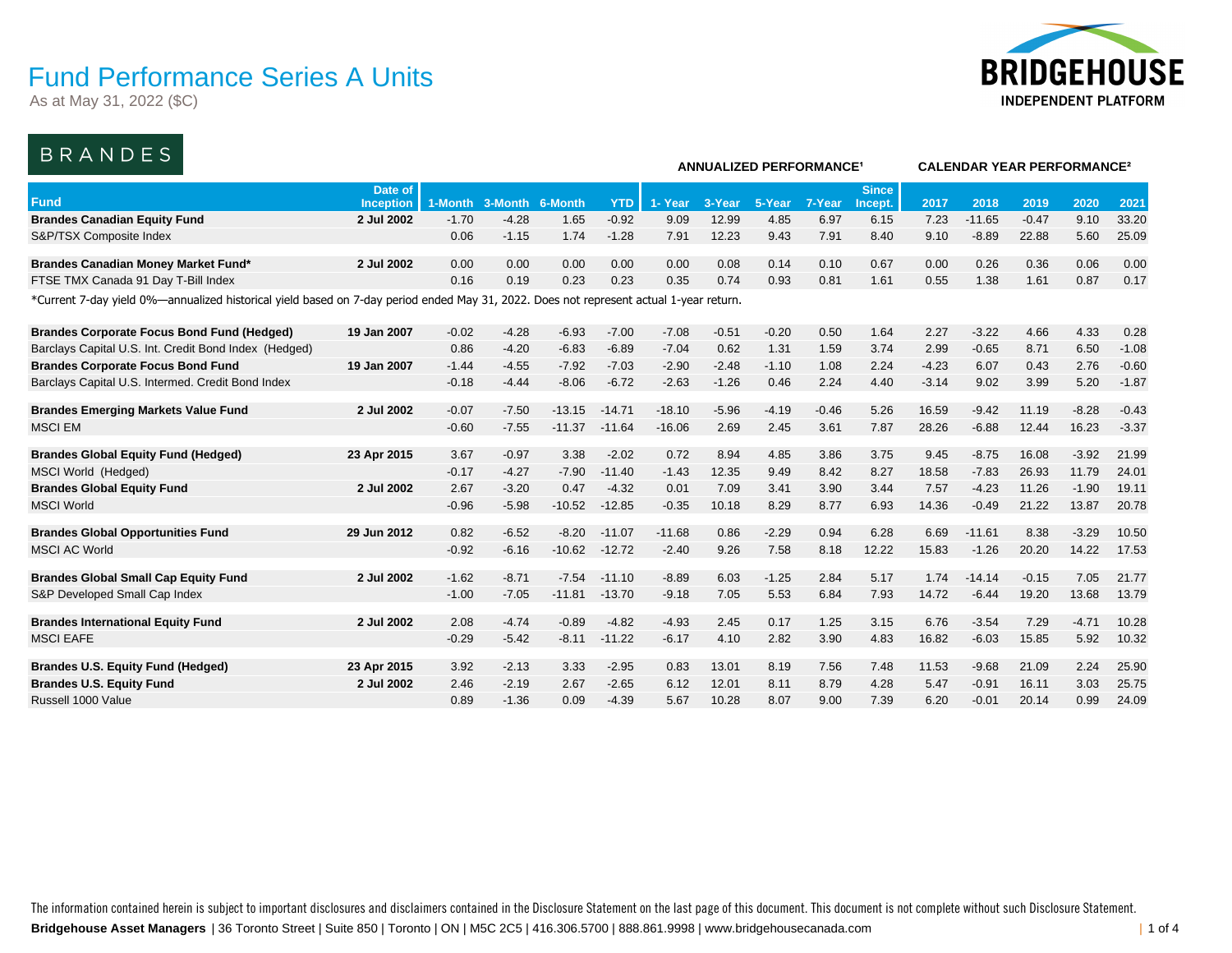# Fund Performance Series A Units

As at May 31, 2022 ($C)

BRIDGEHOUSE INDEPENDENT PLATFORM

## BRANDES

| Fund | Date of Inception | 1-Month | 3-Month | 6-Month | YTD | 1- Year | 3-Year | 5-Year | 7-Year | Since Incept. | 2017 | 2018 | 2019 | 2020 | 2021 |
|---|---|---|---|---|---|---|---|---|---|---|---|---|---|---|---|
| | | | | | | ANNUALIZED PERFORMANCE[1] | | | | | CALENDAR YEAR PERFORMANCE[2] | | | | |
| **Brandes Canadian Equity Fund** | **2 Jul 2002** | -1.70 | -4.28 | 1.65 | -0.92 | 9.09 | 12.99 | 4.85 | 6.97 | 6.15 | 7.23 | -11.65 | -0.47 | 9.10 | 33.20 |
| S&P/TSX Composite Index | | 0.06 | -1.15 | 1.74 | -1.28 | 7.91 | 12.23 | 9.43 | 7.91 | 8.40 | 9.10 | -8.89 | 22.88 | 5.60 | 25.09 |
| **Brandes Canadian Money Market Fund*** | **2 Jul 2002** | 0.00 | 0.00 | 0.00 | 0.00 | 0.00 | 0.08 | 0.14 | 0.10 | 0.67 | 0.00 | 0.26 | 0.36 | 0.06 | 0.00 |
| FTSE TMX Canada 91 Day T-Bill Index | | 0.16 | 0.19 | 0.23 | 0.23 | 0.35 | 0.74 | 0.93 | 0.81 | 1.61 | 0.55 | 1.38 | 1.61 | 0.87 | 0.17 |
| **Brandes Corporate Focus Bond Fund (Hedged)** | **19 Jan 2007** | -0.02 | -4.28 | -6.93 | -7.00 | -7.08 | -0.51 | -0.20 | 0.50 | 1.64 | 2.27 | -3.22 | 4.66 | 4.33 | 0.28 |
| Barclays Capital U.S. Int. Credit Bond Index (Hedged) | | 0.86 | -4.20 | -6.83 | -6.89 | -7.04 | 0.62 | 1.31 | 1.59 | 3.74 | 2.99 | -0.65 | 8.71 | 6.50 | -1.08 |
| **Brandes Corporate Focus Bond Fund** | **19 Jan 2007** | -1.44 | -4.55 | -7.92 | -7.03 | -2.90 | -2.48 | -1.10 | 1.08 | 2.24 | -4.23 | 6.07 | 0.43 | 2.76 | -0.60 |
| Barclays Capital U.S. Intermed. Credit Bond Index | | -0.18 | -4.44 | -8.06 | -6.72 | -2.63 | -1.26 | 0.46 | 2.24 | 4.40 | -3.14 | 9.02 | 3.99 | 5.20 | -1.87 |
| **Brandes Emerging Markets Value Fund** | **2 Jul 2002** | -0.07 | -7.50 | -13.15 | -14.71 | -18.10 | -5.96 | -4.19 | -0.46 | 5.26 | 16.59 | -9.42 | 11.19 | -8.28 | -0.43 |
| MSCI EM | | -0.60 | -7.55 | -11.37 | -11.64 | -16.06 | 2.69 | 2.45 | 3.61 | 7.87 | 28.26 | -6.88 | 12.44 | 16.23 | -3.37 |
| **Brandes Global Equity Fund (Hedged)** | **23 Apr 2015** | 3.67 | -0.97 | 3.38 | -2.02 | 0.72 | 8.94 | 4.85 | 3.86 | 3.75 | 9.45 | -8.75 | 16.08 | -3.92 | 21.99 |
| MSCI World (Hedged) | | -0.17 | -4.27 | -7.90 | -11.40 | -1.43 | 12.35 | 9.49 | 8.42 | 8.27 | 18.58 | -7.83 | 26.93 | 11.79 | 24.01 |
| **Brandes Global Equity Fund** | **2 Jul 2002** | 2.67 | -3.20 | 0.47 | -4.32 | 0.01 | 7.09 | 3.41 | 3.90 | 3.44 | 7.57 | -4.23 | 11.26 | -1.90 | 19.11 |
| MSCI World | | -0.96 | -5.98 | -10.52 | -12.85 | -0.35 | 10.18 | 8.29 | 8.77 | 6.93 | 14.36 | -0.49 | 21.22 | 13.87 | 20.78 |
| **Brandes Global Opportunities Fund** | **29 Jun 2012** | 0.82 | -6.52 | -8.20 | -11.07 | -11.68 | 0.86 | -2.29 | 0.94 | 6.28 | 6.69 | -11.61 | 8.38 | -3.29 | 10.50 |
| MSCI AC World | | -0.92 | -6.16 | -10.62 | -12.72 | -2.40 | 9.26 | 7.58 | 8.18 | 12.22 | 15.83 | -1.26 | 20.20 | 14.22 | 17.53 |
| **Brandes Global Small Cap Equity Fund** | **2 Jul 2002** | -1.62 | -8.71 | -7.54 | -11.10 | -8.89 | 6.03 | -1.25 | 2.84 | 5.17 | 1.74 | -14.14 | -0.15 | 7.05 | 21.77 |
| S&P Developed Small Cap Index | | -1.00 | -7.05 | -11.81 | -13.70 | -9.18 | 7.05 | 5.53 | 6.84 | 7.93 | 14.72 | -6.44 | 19.20 | 13.68 | 13.79 |
| **Brandes International Equity Fund** | **2 Jul 2002** | 2.08 | -4.74 | -0.89 | -4.82 | -4.93 | 2.45 | 0.17 | 1.25 | 3.15 | 6.76 | -3.54 | 7.29 | -4.71 | 10.28 |
| MSCI EAFE | | -0.29 | -5.42 | -8.11 | -11.22 | -6.17 | 4.10 | 2.82 | 3.90 | 4.83 | 16.82 | -6.03 | 15.85 | 5.92 | 10.32 |
| **Brandes U.S. Equity Fund (Hedged)** | **23 Apr 2015** | 3.92 | -2.13 | 3.33 | -2.95 | 0.83 | 13.01 | 8.19 | 7.56 | 7.48 | 11.53 | -9.68 | 21.09 | 2.24 | 25.90 |
| **Brandes U.S. Equity Fund** | **2 Jul 2002** | 2.46 | -2.19 | 2.67 | -2.65 | 6.12 | 12.01 | 8.11 | 8.79 | 4.28 | 5.47 | -0.91 | 16.11 | 3.03 | 25.75 |
| Russell 1000 Value | | 0.89 | -1.36 | 0.09 | -4.39 | 5.67 | 10.28 | 8.07 | 9.00 | 7.39 | 6.20 | -0.01 | 20.14 | 0.99 | 24.09 |

*Current 7-day yield 0%—annualized historical yield based on 7-day period ended May 31, 2022. Does not represent actual 1-year return.

The information contained herein is subject to important disclosures and disclaimers contained in the Disclosure Statement on the last page of this document. This document is not complete without such Disclosure Statement.

**Bridgehouse Asset Managers** | 36 Toronto Street | Suite 850 | Toronto | ON | M5C 2C5 | 416.306.5700 | 888.861.9998 | www.bridgehousecanada.com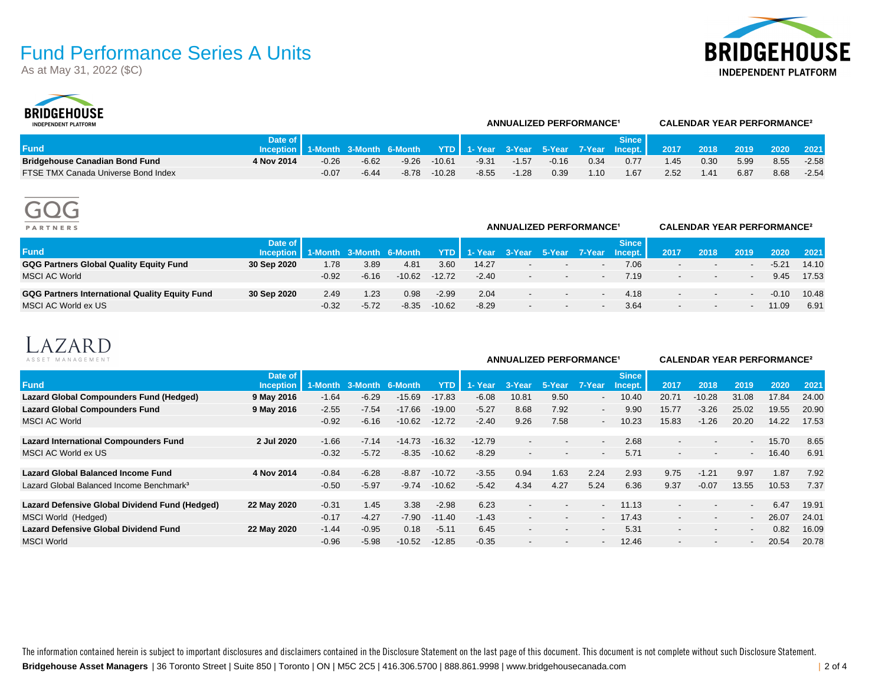# Fund Performance Series A Units

As at May 31, 2022 ($C)

## BRIDGEHOUSE INDEPENDENT PLATFORM

| Fund | Date of Inception | 1-Month | 3-Month | 6-Month | YTD | 1- Year | 3-Year | 5-Year | 7-Year | Since Incept. | 2017 | 2018 | 2019 | 2020 | 2021 |
|---|---|---|---|---|---|---|---|---|---|---|---|---|---|---|---|
| | | | | | | **ANNUALIZED PERFORMANCE[1]** | | | | | **CALENDAR YEAR PERFORMANCE[2]** | | | | |
| **Bridgehouse Canadian Bond Fund** | **4 Nov 2014** | -0.26 | -6.62 | -9.26 | -10.61 | -9.31 | -1.57 | -0.16 | 0.34 | 0.77 | 1.45 | 0.30 | 5.99 | 8.55 | -2.58 |
| FTSE TMX Canada Universe Bond Index | | -0.07 | -6.44 | -8.78 | -10.28 | -8.55 | -1.28 | 0.39 | 1.10 | 1.67 | 2.52 | 1.41 | 6.87 | 8.68 | -2.54 |

## GQG PARTNERS

| Fund | Date of Inception | 1-Month | 3-Month | 6-Month | YTD | 1- Year | 3-Year | 5-Year | 7-Year | Since Incept. | 2017 | 2018 | 2019 | 2020 | 2021 |
|---|---|---|---|---|---|---|---|---|---|---|---|---|---|---|---|
| | | | | | | **ANNUALIZED PERFORMANCE[1]** | | | | | **CALENDAR YEAR PERFORMANCE[2]** | | | | |
| **GQG Partners Global Quality Equity Fund** | **30 Sep 2020** | 1.78 | 3.89 | 4.81 | 3.60 | 14.27 | - | - | - | 7.06 | - | - | - | -5.21 | 14.10 |
| MSCI AC World | | -0.92 | -6.16 | -10.62 | -12.72 | -2.40 | - | - | - | 7.19 | - | - | - | 9.45 | 17.53 |
| **GQG Partners International Quality Equity Fund** | **30 Sep 2020** | 2.49 | 1.23 | 0.98 | -2.99 | 2.04 | - | - | - | 4.18 | - | - | - | -0.10 | 10.48 |
| MSCI AC World ex US | | -0.32 | -5.72 | -8.35 | -10.62 | -8.29 | - | - | - | 3.64 | - | - | - | 11.09 | 6.91 |

## LAZARD ASSET MANAGEMENT

| Fund | Date of Inception | 1-Month | 3-Month | 6-Month | YTD | 1- Year | 3-Year | 5-Year | 7-Year | Since Incept. | 2017 | 2018 | 2019 | 2020 | 2021 |
|---|---|---|---|---|---|---|---|---|---|---|---|---|---|---|---|
| | | | | | | **ANNUALIZED PERFORMANCE[1]** | | | | | **CALENDAR YEAR PERFORMANCE[2]** | | | | |
| **Lazard Global Compounders Fund (Hedged)** | **9 May 2016** | -1.64 | -6.29 | -15.69 | -17.83 | -6.08 | 10.81 | 9.50 | - | 10.40 | 20.71 | -10.28 | 31.08 | 17.84 | 24.00 |
| **Lazard Global Compounders Fund** | **9 May 2016** | -2.55 | -7.54 | -17.66 | -19.00 | -5.27 | 8.68 | 7.92 | - | 9.90 | 15.77 | -3.26 | 25.02 | 19.55 | 20.90 |
| MSCI AC World | | -0.92 | -6.16 | -10.62 | -12.72 | -2.40 | 9.26 | 7.58 | - | 10.23 | 15.83 | -1.26 | 20.20 | 14.22 | 17.53 |
| **Lazard International Compounders Fund** | **2 Jul 2020** | -1.66 | -7.14 | -14.73 | -16.32 | -12.79 | - | - | - | 2.68 | - | - | - | 15.70 | 8.65 |
| MSCI AC World ex US | | -0.32 | -5.72 | -8.35 | -10.62 | -8.29 | - | - | - | 5.71 | - | - | - | 16.40 | 6.91 |
| **Lazard Global Balanced Income Fund** | **4 Nov 2014** | -0.84 | -6.28 | -8.87 | -10.72 | -3.55 | 0.94 | 1.63 | 2.24 | 2.93 | 9.75 | -1.21 | 9.97 | 1.87 | 7.92 |
| Lazard Global Balanced Income Benchmark[3] | | -0.50 | -5.97 | -9.74 | -10.62 | -5.42 | 4.34 | 4.27 | 5.24 | 6.36 | 9.37 | -0.07 | 13.55 | 10.53 | 7.37 |
| **Lazard Defensive Global Dividend Fund (Hedged)** | **22 May 2020** | -0.31 | 1.45 | 3.38 | -2.98 | 6.23 | - | - | - | 11.13 | - | - | - | 6.47 | 19.91 |
| MSCI World (Hedged) | | -0.17 | -4.27 | -7.90 | -11.40 | -1.43 | - | - | - | 17.43 | - | - | - | 26.07 | 24.01 |
| **Lazard Defensive Global Dividend Fund** | **22 May 2020** | -1.44 | -0.95 | 0.18 | -5.11 | 6.45 | - | - | - | 5.31 | - | - | - | 0.82 | 16.09 |
| MSCI World | | -0.96 | -5.98 | -10.52 | -12.85 | -0.35 | - | - | - | 12.46 | - | - | - | 20.54 | 20.78 |

The information contained herein is subject to important disclosures and disclaimers contained in the Disclosure Statement on the last page of this document. This document is not complete without such Disclosure Statement.

**Bridgehouse Asset Managers** | 36 Toronto Street | Suite 850 | Toronto | ON | M5C 2C5 | 416.306.5700 | 888.861.9998 | www.bridgehousecanada.com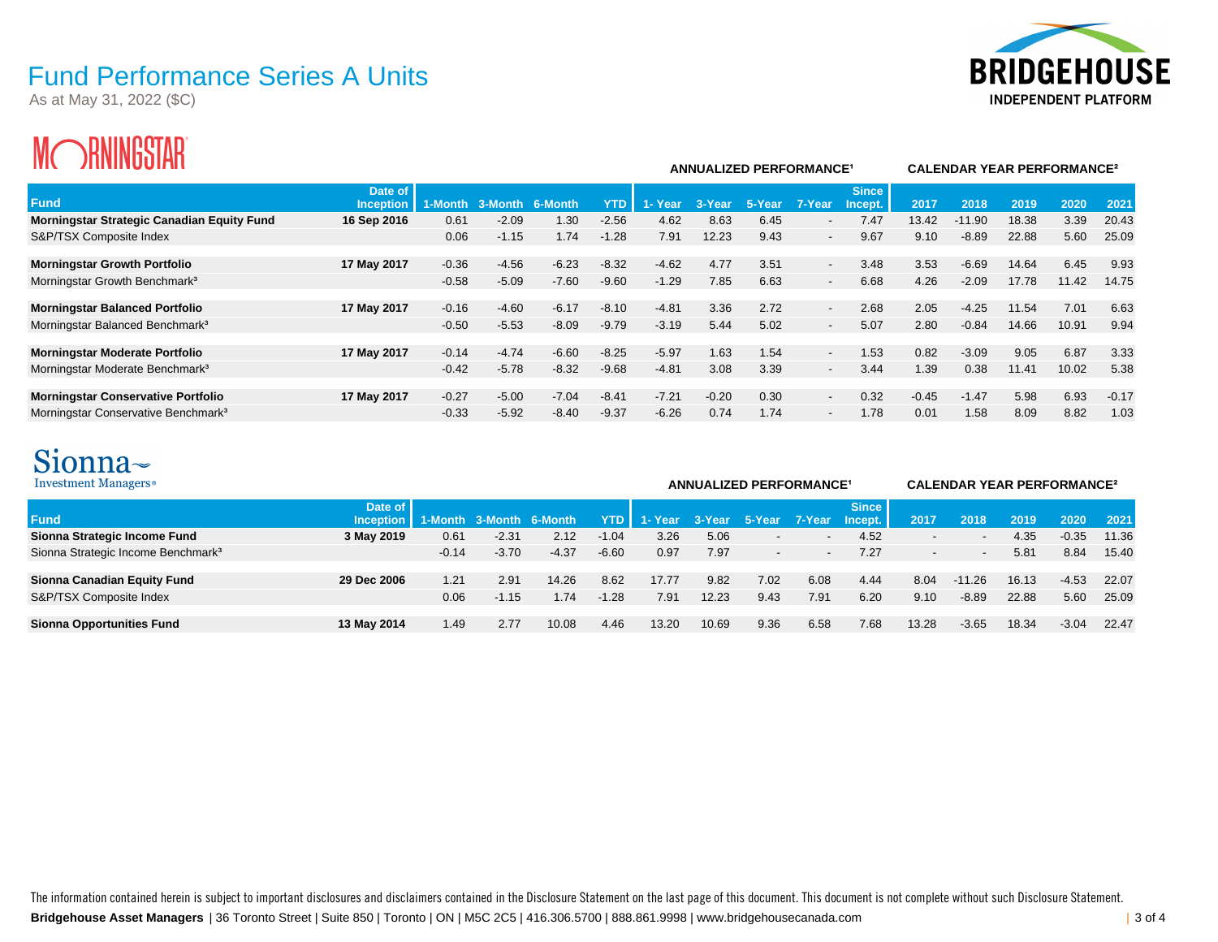# Fund Performance Series A Units

As at May 31, 2022 ($C)

BRIDGEHOUSE INDEPENDENT PLATFORM

## MORNINGSTAR

| Fund | Date of Inception | 1-Month | 3-Month | 6-Month | YTD | ANNUALIZED PERFORMANCE[1] 1- Year | 3-Year | 5-Year | 7-Year | Since Incept. | CALENDAR YEAR PERFORMANCE[2] 2017 | 2018 | 2019 | 2020 | 2021 |
|---|---|---|---|---|---|---|---|---|---|---|---|---|---|---|---|
| **Morningstar Strategic Canadian Equity Fund** | **16 Sep 2016** | 0.61 | -2.09 | 1.30 | -2.56 | 4.62 | 8.63 | 6.45 | - | 7.47 | 13.42 | -11.90 | 18.38 | 3.39 | 20.43 |
| S&P/TSX Composite Index | | 0.06 | -1.15 | 1.74 | -1.28 | 7.91 | 12.23 | 9.43 | - | 9.67 | 9.10 | -8.89 | 22.88 | 5.60 | 25.09 |
| **Morningstar Growth Portfolio** | **17 May 2017** | -0.36 | -4.56 | -6.23 | -8.32 | -4.62 | 4.77 | 3.51 | - | 3.48 | 3.53 | -6.69 | 14.64 | 6.45 | 9.93 |
| Morningstar Growth Benchmark[3] | | -0.58 | -5.09 | -7.60 | -9.60 | -1.29 | 7.85 | 6.63 | - | 6.68 | 4.26 | -2.09 | 17.78 | 11.42 | 14.75 |
| **Morningstar Balanced Portfolio** | **17 May 2017** | -0.16 | -4.60 | -6.17 | -8.10 | -4.81 | 3.36 | 2.72 | - | 2.68 | 2.05 | -4.25 | 11.54 | 7.01 | 6.63 |
| Morningstar Balanced Benchmark[3] | | -0.50 | -5.53 | -8.09 | -9.79 | -3.19 | 5.44 | 5.02 | - | 5.07 | 2.80 | -0.84 | 14.66 | 10.91 | 9.94 |
| **Morningstar Moderate Portfolio** | **17 May 2017** | -0.14 | -4.74 | -6.60 | -8.25 | -5.97 | 1.63 | 1.54 | - | 1.53 | 0.82 | -3.09 | 9.05 | 6.87 | 3.33 |
| Morningstar Moderate Benchmark[3] | | -0.42 | -5.78 | -8.32 | -9.68 | -4.81 | 3.08 | 3.39 | - | 3.44 | 1.39 | 0.38 | 11.41 | 10.02 | 5.38 |
| **Morningstar Conservative Portfolio** | **17 May 2017** | -0.27 | -5.00 | -7.04 | -8.41 | -7.21 | -0.20 | 0.30 | - | 0.32 | -0.45 | -1.47 | 5.98 | 6.93 | -0.17 |
| Morningstar Conservative Benchmark[3] | | -0.33 | -5.92 | -8.40 | -9.37 | -6.26 | 0.74 | 1.74 | - | 1.78 | 0.01 | 1.58 | 8.09 | 8.82 | 1.03 |

## Sionna Investment Managers

| Fund | Date of Inception | 1-Month | 3-Month | 6-Month | YTD | ANNUALIZED PERFORMANCE[1] 1- Year | 3-Year | 5-Year | 7-Year | Since Incept. | CALENDAR YEAR PERFORMANCE[2] 2017 | 2018 | 2019 | 2020 | 2021 |
|---|---|---|---|---|---|---|---|---|---|---|---|---|---|---|---|
| **Sionna Strategic Income Fund** | **3 May 2019** | 0.61 | -2.31 | 2.12 | -1.04 | 3.26 | 5.06 | - | - | 4.52 | - | - | 4.35 | -0.35 | 11.36 |
| Sionna Strategic Income Benchmark[3] | | -0.14 | -3.70 | -4.37 | -6.60 | 0.97 | 7.97 | - | - | 7.27 | - | - | 5.81 | 8.84 | 15.40 |
| **Sionna Canadian Equity Fund** | **29 Dec 2006** | 1.21 | 2.91 | 14.26 | 8.62 | 17.77 | 9.82 | 7.02 | 6.08 | 4.44 | 8.04 | -11.26 | 16.13 | -4.53 | 22.07 |
| S&P/TSX Composite Index | | 0.06 | -1.15 | 1.74 | -1.28 | 7.91 | 12.23 | 9.43 | 7.91 | 6.20 | 9.10 | -8.89 | 22.88 | 5.60 | 25.09 |
| **Sionna Opportunities Fund** | **13 May 2014** | 1.49 | 2.77 | 10.08 | 4.46 | 13.20 | 10.69 | 9.36 | 6.58 | 7.68 | 13.28 | -3.65 | 18.34 | -3.04 | 22.47 |

The information contained herein is subject to important disclosures and disclaimers contained in the Disclosure Statement on the last page of this document. This document is not complete without such Disclosure Statement.

**Bridgehouse Asset Managers** | 36 Toronto Street | Suite 850 | Toronto | ON | M5C 2C5 | 416.306.5700 | 888.861.9998 | www.bridgehousecanada.com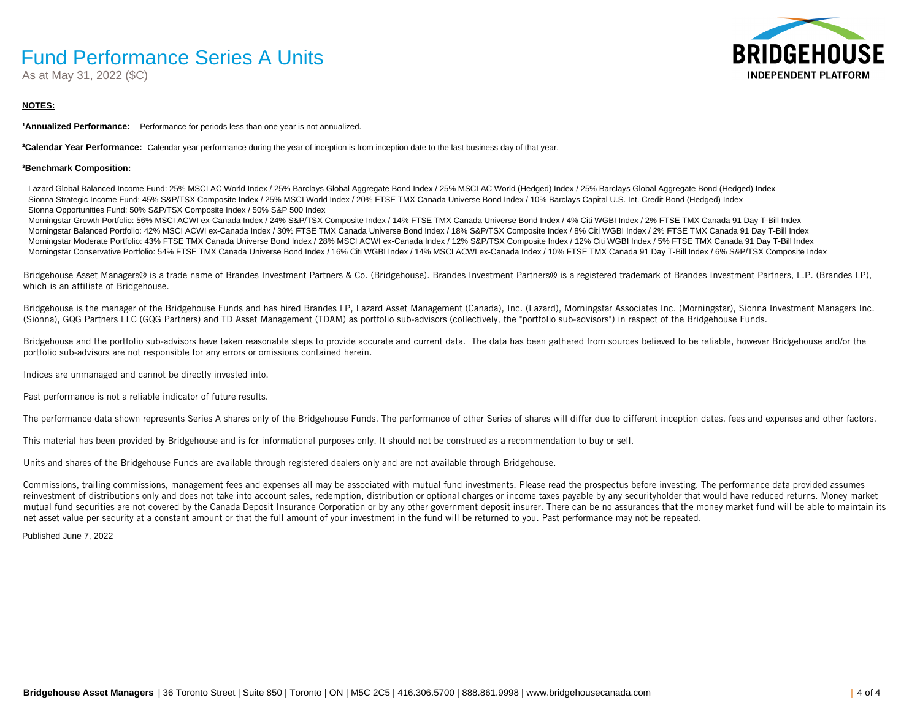# Fund Performance Series A Units

As at May 31, 2022 ($C)

**NOTES:**

[1]**Annualized Performance:** Performance for periods less than one year is not annualized.

[2]**Calendar Year Performance:** Calendar year performance during the year of inception is from inception date to the last business day of that year.

[3]**Benchmark Composition:**

Lazard Global Balanced Income Fund: 25% MSCI AC World Index / 25% Barclays Global Aggregate Bond Index / 25% MSCI AC World (Hedged) Index / 25% Barclays Global Aggregate Bond (Hedged) Index
Sionna Strategic Income Fund: 45% S&P/TSX Composite Index / 25% MSCI World Index / 20% FTSE TMX Canada Universe Bond Index / 10% Barclays Capital U.S. Int. Credit Bond (Hedged) Index
Sionna Opportunities Fund: 50% S&P/TSX Composite Index / 50% S&P 500 Index
Morningstar Growth Portfolio: 56% MSCI ACWI ex-Canada Index / 24% S&P/TSX Composite Index / 14% FTSE TMX Canada Universe Bond Index / 4% Citi WGBI Index / 2% FTSE TMX Canada 91 Day T-Bill Index
Morningstar Balanced Portfolio: 42% MSCI ACWI ex-Canada Index / 30% FTSE TMX Canada Universe Bond Index / 18% S&P/TSX Composite Index / 8% Citi WGBI Index / 2% FTSE TMX Canada 91 Day T-Bill Index
Morningstar Moderate Portfolio: 43% FTSE TMX Canada Universe Bond Index / 28% MSCI ACWI ex-Canada Index / 12% S&P/TSX Composite Index / 12% Citi WGBI Index / 5% FTSE TMX Canada 91 Day T-Bill Index
Morningstar Conservative Portfolio: 54% FTSE TMX Canada Universe Bond Index / 16% Citi WGBI Index / 14% MSCI ACWI ex-Canada Index / 10% FTSE TMX Canada 91 Day T-Bill Index / 6% S&P/TSX Composite Index

Bridgehouse Asset Managers® is a trade name of Brandes Investment Partners & Co. (Bridgehouse). Brandes Investment Partners® is a registered trademark of Brandes Investment Partners, L.P. (Brandes LP), which is an affiliate of Bridgehouse.

Bridgehouse is the manager of the Bridgehouse Funds and has hired Brandes LP, Lazard Asset Management (Canada), Inc. (Lazard), Morningstar Associates Inc. (Morningstar), Sionna Investment Managers Inc. (Sionna), GQG Partners LLC (GQG Partners) and TD Asset Management (TDAM) as portfolio sub-advisors (collectively, the "portfolio sub-advisors") in respect of the Bridgehouse Funds.

Bridgehouse and the portfolio sub-advisors have taken reasonable steps to provide accurate and current data. The data has been gathered from sources believed to be reliable, however Bridgehouse and/or the portfolio sub-advisors are not responsible for any errors or omissions contained herein.

Indices are unmanaged and cannot be directly invested into.

Past performance is not a reliable indicator of future results.

The performance data shown represents Series A shares only of the Bridgehouse Funds. The performance of other Series of shares will differ due to different inception dates, fees and expenses and other factors.

This material has been provided by Bridgehouse and is for informational purposes only. It should not be construed as a recommendation to buy or sell.

Units and shares of the Bridgehouse Funds are available through registered dealers only and are not available through Bridgehouse.

Commissions, trailing commissions, management fees and expenses all may be associated with mutual fund investments. Please read the prospectus before investing. The performance data provided assumes reinvestment of distributions only and does not take into account sales, redemption, distribution or optional charges or income taxes payable by any securityholder that would have reduced returns. Money market mutual fund securities are not covered by the Canada Deposit Insurance Corporation or by any other government deposit insurer. There can be no assurances that the money market fund will be able to maintain its net asset value per security at a constant amount or that the full amount of your investment in the fund will be returned to you. Past performance may not be repeated.

Published June 7, 2022

**Bridgehouse Asset Managers** | 36 Toronto Street | Suite 850 | Toronto | ON | M5C 2C5 | 416.306.5700 | 888.861.9998 | www.bridgehousecanada.com